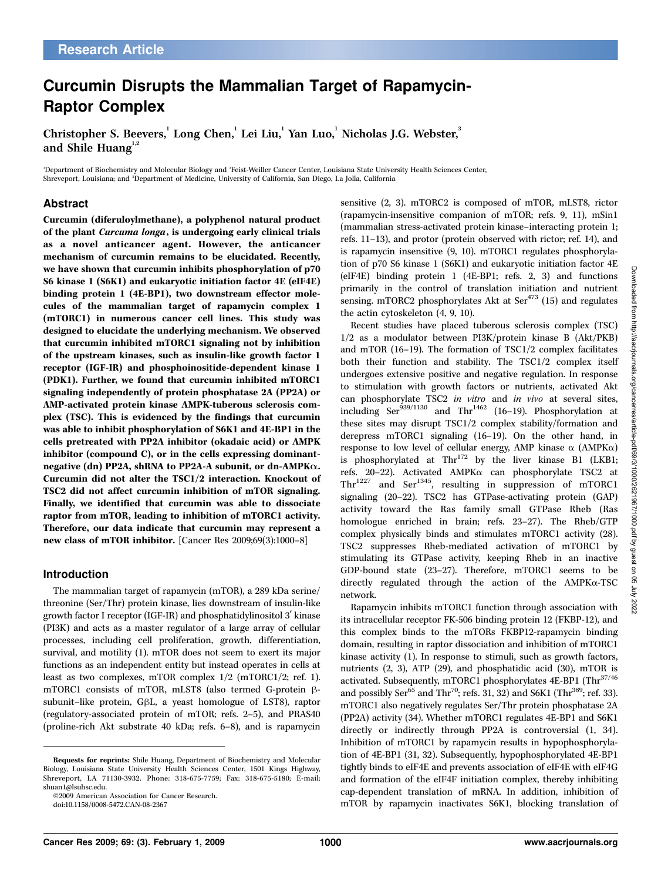Research Article

# Curcumin Disrupts the Mammalian Target of Rapamycin-Raptor Complex

Christopher S. Beevers,[1] Long Chen,[1] Lei Liu,[1] Yan Luo,[1] Nicholas J.G. Webster,[3] and Shile Huang[1,2]

[1]Department of Biochemistry and Molecular Biology and [2]Feist-Weiller Cancer Center, Louisiana State University Health Sciences Center, Shreveport, Louisiana; and [3]Department of Medicine, University of California, San Diego, La Jolla, California

## Abstract

**Curcumin (diferuloylmethane), a polyphenol natural product of the plant *Curcuma longa*, is undergoing early clinical trials as a novel anticancer agent. However, the anticancer mechanism of curcumin remains to be elucidated. Recently, we have shown that curcumin inhibits phosphorylation of p70 S6 kinase 1 (S6K1) and eukaryotic initiation factor 4E (eIF4E) binding protein 1 (4E-BP1), two downstream effector molecules of the mammalian target of rapamycin complex 1 (mTORC1) in numerous cancer cell lines. This study was designed to elucidate the underlying mechanism. We observed that curcumin inhibited mTORC1 signaling not by inhibition of the upstream kinases, such as insulin-like growth factor 1 receptor (IGF-IR) and phosphoinositide-dependent kinase 1 (PDK1). Further, we found that curcumin inhibited mTORC1 signaling independently of protein phosphatase 2A (PP2A) or AMP-activated protein kinase AMPK-tuberous sclerosis complex (TSC). This is evidenced by the findings that curcumin was able to inhibit phosphorylation of S6K1 and 4E-BP1 in the cells pretreated with PP2A inhibitor (okadaic acid) or AMPK inhibitor (compound C), or in the cells expressing dominant-negative (dn) PP2A, shRNA to PP2A-A subunit, or dn-AMPKα. Curcumin did not alter the TSC1/2 interaction. Knockout of TSC2 did not affect curcumin inhibition of mTOR signaling. Finally, we identified that curcumin was able to dissociate raptor from mTOR, leading to inhibition of mTORC1 activity. Therefore, our data indicate that curcumin may represent a new class of mTOR inhibitor.** [Cancer Res 2009;69(3):1000–8]

## Introduction

The mammalian target of rapamycin (mTOR), a 289 kDa serine/threonine (Ser/Thr) protein kinase, lies downstream of insulin-like growth factor I receptor (IGF-IR) and phosphatidylinositol 3′ kinase (PI3K) and acts as a master regulator of a large array of cellular processes, including cell proliferation, growth, differentiation, survival, and motility (1). mTOR does not seem to exert its major functions as an independent entity but instead operates in cells at least as two complexes, mTOR complex 1/2 (mTORC1/2; ref. 1). mTORC1 consists of mTOR, mLST8 (also termed G-protein β-subunit–like protein, GβL, a yeast homologue of LST8), raptor (regulatory-associated protein of mTOR; refs. 2–5), and PRAS40 (proline-rich Akt substrate 40 kDa; refs. 6–8), and is rapamycin sensitive (2, 3). mTORC2 is composed of mTOR, mLST8, rictor (rapamycin-insensitive companion of mTOR; refs. 9, 11), mSin1 (mammalian stress-activated protein kinase–interacting protein 1; refs. 11–13), and protor (protein observed with rictor; ref. 14), and is rapamycin insensitive (9, 10). mTORC1 regulates phosphorylation of p70 S6 kinase 1 (S6K1) and eukaryotic initiation factor 4E (eIF4E) binding protein 1 (4E-BP1; refs. 2, 3) and functions primarily in the control of translation initiation and nutrient sensing. mTORC2 phosphorylates Akt at Ser[473] (15) and regulates the actin cytoskeleton (4, 9, 10).

Recent studies have placed tuberous sclerosis complex (TSC) 1/2 as a modulator between PI3K/protein kinase B (Akt/PKB) and mTOR (16–19). The formation of TSC1/2 complex facilitates both their function and stability. The TSC1/2 complex itself undergoes extensive positive and negative regulation. In response to stimulation with growth factors or nutrients, activated Akt can phosphorylate TSC2 *in vitro* and *in vivo* at several sites, including Ser[939/1130] and Thr[1462] (16–19). Phosphorylation at these sites may disrupt TSC1/2 complex stability/formation and derepress mTORC1 signaling (16–19). On the other hand, in response to low level of cellular energy, AMP kinase α (AMPKα) is phosphorylated at Thr[172] by the liver kinase B1 (LKB1; refs. 20–22). Activated AMPKα can phosphorylate TSC2 at Thr[1227] and Ser[1345], resulting in suppression of mTORC1 signaling (20–22). TSC2 has GTPase-activating protein (GAP) activity toward the Ras family small GTPase Rheb (Ras homologue enriched in brain; refs. 23–27). The Rheb/GTP complex physically binds and stimulates mTORC1 activity (28). TSC2 suppresses Rheb-mediated activation of mTORC1 by stimulating its GTPase activity, keeping Rheb in an inactive GDP-bound state (23–27). Therefore, mTORC1 seems to be directly regulated through the action of the AMPKα-TSC network.

Rapamycin inhibits mTORC1 function through association with its intracellular receptor FK-506 binding protein 12 (FKBP-12), and this complex binds to the mTORs FKBP12-rapamycin binding domain, resulting in raptor dissociation and inhibition of mTORC1 kinase activity (1). In response to stimuli, such as growth factors, nutrients (2, 3), ATP (29), and phosphatidic acid (30), mTOR is activated. Subsequently, mTORC1 phosphorylates 4E-BP1 (Thr[37/46] and possibly Ser[65] and Thr[70]; refs. 31, 32) and S6K1 (Thr[389]; ref. 33). mTORC1 also negatively regulates Ser/Thr protein phosphatase 2A (PP2A) activity (34). Whether mTORC1 regulates 4E-BP1 and S6K1 directly or indirectly through PP2A is controversial (1, 34). Inhibition of mTORC1 by rapamycin results in hypophosphorylation of 4E-BP1 (31, 32). Subsequently, hypophosphorylated 4E-BP1 tightly binds to eIF4E and prevents association of eIF4E with eIF4G and formation of the eIF4F initiation complex, thereby inhibiting cap-dependent translation of mRNA. In addition, inhibition of mTOR by rapamycin inactivates S6K1, blocking translation of

---

**Requests for reprints:** Shile Huang, Department of Biochemistry and Molecular Biology, Louisiana State University Health Sciences Center, 1501 Kings Highway, Shreveport, LA 71130-3932. Phone: 318-675-7759; Fax: 318-675-5180; E-mail: shuan1@lsuhsc.edu.

©2009 American Association for Cancer Research.

doi:10.1158/0008-5472.CAN-08-2367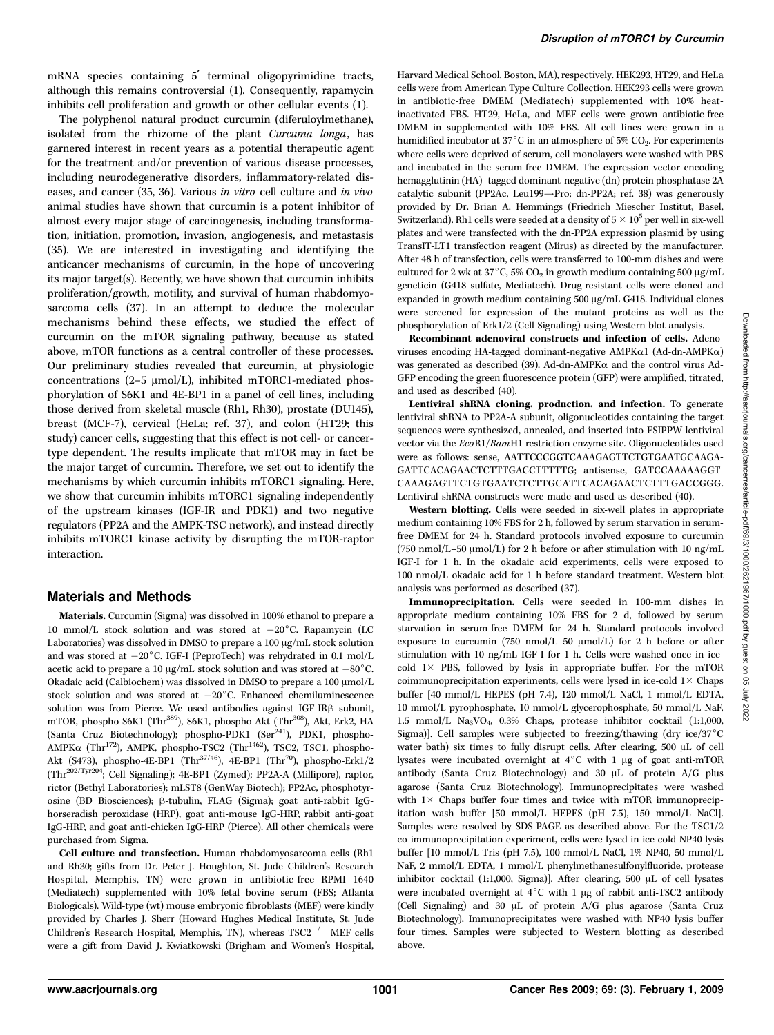mRNA species containing 5′ terminal oligopyrimidine tracts, although this remains controversial (1). Consequently, rapamycin inhibits cell proliferation and growth or other cellular events (1).

The polyphenol natural product curcumin (diferuloylmethane), isolated from the rhizome of the plant *Curcuma longa*, has garnered interest in recent years as a potential therapeutic agent for the treatment and/or prevention of various disease processes, including neurodegenerative disorders, inflammatory-related diseases, and cancer (35, 36). Various *in vitro* cell culture and *in vivo* animal studies have shown that curcumin is a potent inhibitor of almost every major stage of carcinogenesis, including transformation, initiation, promotion, invasion, angiogenesis, and metastasis (35). We are interested in investigating and identifying the anticancer mechanisms of curcumin, in the hope of uncovering its major target(s). Recently, we have shown that curcumin inhibits proliferation/growth, motility, and survival of human rhabdomyosarcoma cells (37). In an attempt to deduce the molecular mechanisms behind these effects, we studied the effect of curcumin on the mTOR signaling pathway, because as stated above, mTOR functions as a central controller of these processes. Our preliminary studies revealed that curcumin, at physiologic concentrations (2–5 μmol/L), inhibited mTORC1-mediated phosphorylation of S6K1 and 4E-BP1 in a panel of cell lines, including those derived from skeletal muscle (Rh1, Rh30), prostate (DU145), breast (MCF-7), cervical (HeLa; ref. 37), and colon (HT29; this study) cancer cells, suggesting that this effect is not cell- or cancer-type dependent. The results implicate that mTOR may in fact be the major target of curcumin. Therefore, we set out to identify the mechanisms by which curcumin inhibits mTORC1 signaling. Here, we show that curcumin inhibits mTORC1 signaling independently of the upstream kinases (IGF-IR and PDK1) and two negative regulators (PP2A and the AMPK-TSC network), and instead directly inhibits mTORC1 kinase activity by disrupting the mTOR-raptor interaction.

## Materials and Methods

**Materials.** Curcumin (Sigma) was dissolved in 100% ethanol to prepare a 10 mmol/L stock solution and was stored at −20°C. Rapamycin (LC Laboratories) was dissolved in DMSO to prepare a 100 μg/mL stock solution and was stored at −20°C. IGF-I (PeproTech) was rehydrated in 0.1 mol/L acetic acid to prepare a 10 μg/mL stock solution and was stored at −80°C. Okadaic acid (Calbiochem) was dissolved in DMSO to prepare a 100 μmol/L stock solution and was stored at −20°C. Enhanced chemiluminescence solution was from Pierce. We used antibodies against IGF-IRβ subunit, mTOR, phospho-S6K1 (Thr[389]), S6K1, phospho-Akt (Thr[308]), Akt, Erk2, HA (Santa Cruz Biotechnology); phospho-PDK1 (Ser[241]), PDK1, phospho-AMPKα (Thr[172]), AMPK, phospho-TSC2 (Thr[1462]), TSC2, TSC1, phospho-Akt (S473), phospho-4E-BP1 (Thr[37/46]), 4E-BP1 (Thr[70]), phospho-Erk1/2 (Thr[202/Tyr204]; Cell Signaling); 4E-BP1 (Zymed); PP2A-A (Millipore), raptor, rictor (Bethyl Laboratories); mLST8 (GenWay Biotech); PP2Ac, phosphotyrosine (BD Biosciences); β-tubulin, FLAG (Sigma); goat anti-rabbit IgG-horseradish peroxidase (HRP), goat anti-mouse IgG-HRP, rabbit anti-goat IgG-HRP, and goat anti-chicken IgG-HRP (Pierce). All other chemicals were purchased from Sigma.

**Cell culture and transfection.** Human rhabdomyosarcoma cells (Rh1 and Rh30; gifts from Dr. Peter J. Houghton, St. Jude Children's Research Hospital, Memphis, TN) were grown in antibiotic-free RPMI 1640 (Mediatech) supplemented with 10% fetal bovine serum (FBS; Atlanta Biologicals). Wild-type (wt) mouse embryonic fibroblasts (MEF) were kindly provided by Charles J. Sherr (Howard Hughes Medical Institute, St. Jude Children's Research Hospital, Memphis, TN), whereas $TSC2^{-/-}$ MEF cells were a gift from David J. Kwiatkowski (Brigham and Women's Hospital, Harvard Medical School, Boston, MA), respectively. HEK293, HT29, and HeLa cells were from American Type Culture Collection. HEK293 cells were grown in antibiotic-free DMEM (Mediatech) supplemented with 10% heat-inactivated FBS. HT29, HeLa, and MEF cells were grown antibiotic-free DMEM in supplemented with 10% FBS. All cell lines were grown in a humidified incubator at 37°C in an atmosphere of 5% $CO_2$. For experiments where cells were deprived of serum, cell monolayers were washed with PBS and incubated in the serum-free DMEM. The expression vector encoding hemagglutinin (HA)–tagged dominant-negative (dn) protein phosphatase 2A catalytic subunit (PP2Ac, Leu199→Pro; dn-PP2A; ref. 38) was generously provided by Dr. Brian A. Hemmings (Friedrich Miescher Institut, Basel, Switzerland). Rh1 cells were seeded at a density of $5 \times 10^5$ per well in six-well plates and were transfected with the dn-PP2A expression plasmid by using TransIT-LT1 transfection reagent (Mirus) as directed by the manufacturer. After 48 h of transfection, cells were transferred to 100-mm dishes and were cultured for 2 wk at 37°C, 5% $CO_2$ in growth medium containing 500 μg/mL geneticin (G418 sulfate, Mediatech). Drug-resistant cells were cloned and expanded in growth medium containing 500 μg/mL G418. Individual clones were screened for expression of the mutant proteins as well as the phosphorylation of Erk1/2 (Cell Signaling) using Western blot analysis.

**Recombinant adenoviral constructs and infection of cells.** Adenoviruses encoding HA-tagged dominant-negative AMPKα1 (Ad-dn-AMPKα) was generated as described (39). Ad-dn-AMPKα and the control virus Ad-GFP encoding the green fluorescence protein (GFP) were amplified, titrated, and used as described (40).

**Lentiviral shRNA cloning, production, and infection.** To generate lentiviral shRNA to PP2A-A subunit, oligonucleotides containing the target sequences were synthesized, annealed, and inserted into FSIPPW lentiviral vector via the *Eco*R1/*Bam*H1 restriction enzyme site. Oligonucleotides used were as follows: sense, AATTCCCGGTCAAAGAGTTCTGTGAATGCAAGAGATTCACAGAACTCTTTGACCTTTTTG; antisense, GATCCAAAAAGGTCAAAGAGTTCTGTGAATCTCTTGCATTCACAGAACTCTTTGACCGGG. Lentiviral shRNA constructs were made and used as described (40).

**Western blotting.** Cells were seeded in six-well plates in appropriate medium containing 10% FBS for 2 h, followed by serum starvation in serum-free DMEM for 24 h. Standard protocols involved exposure to curcumin (750 nmol/L–50 μmol/L) for 2 h before or after stimulation with 10 ng/mL IGF-I for 1 h. In the okadaic acid experiments, cells were exposed to 100 nmol/L okadaic acid for 1 h before standard treatment. Western blot analysis was performed as described (37).

**Immunoprecipitation.** Cells were seeded in 100-mm dishes in appropriate medium containing 10% FBS for 2 d, followed by serum starvation in serum-free DMEM for 24 h. Standard protocols involved exposure to curcumin (750 nmol/L) for 2 h before or after stimulation with 10 ng/mL IGF-I for 1 h. Cells were washed once in ice-cold 1× PBS, followed by lysis in appropriate buffer. For the mTOR coimmunoprecipitation experiments, cells were lysed in ice-cold 1× Chaps buffer [40 mmol/L HEPES (pH 7.4), 120 mmol/L NaCl, 1 mmol/L EDTA, 10 mmol/L pyrophosphate, 10 mmol/L glycerophosphate, 50 mmol/L NaF, 1.5 mmol/L $Na_3VO_4$, 0.3% Chaps, protease inhibitor cocktail (1:1,000, Sigma)]. Cell samples were subjected to freezing/thawing (dry ice/37°C water bath) six times to fully disrupt cells. After clearing, 500 μL of cell lysates were incubated overnight at 4°C with 1 μg of goat anti-mTOR antibody (Santa Cruz Biotechnology) and 30 μL of protein A/G plus agarose (Santa Cruz Biotechnology). Immunoprecipitates were washed with 1× Chaps buffer four times and twice with mTOR immunoprecipitation wash buffer [50 mmol/L HEPES (pH 7.5), 150 mmol/L NaCl]. Samples were resolved by SDS-PAGE as described above. For the TSC1/2 co-immunoprecipitation experiment, cells were lysed in ice-cold NP40 lysis buffer [10 mmol/L Tris (pH 7.5), 100 mmol/L NaCl, 1% NP40, 50 mmol/L NaF, 2 mmol/L EDTA, 1 mmol/L phenylmethanesulfonylfluoride, protease inhibitor cocktail (1:1,000, Sigma)]. After clearing, 500 μL of cell lysates were incubated overnight at 4°C with 1 μg of rabbit anti-TSC2 antibody (Cell Signaling) and 30 μL of protein A/G plus agarose (Santa Cruz Biotechnology). Immunoprecipitates were washed with NP40 lysis buffer four times. Samples were subjected to Western blotting as described above.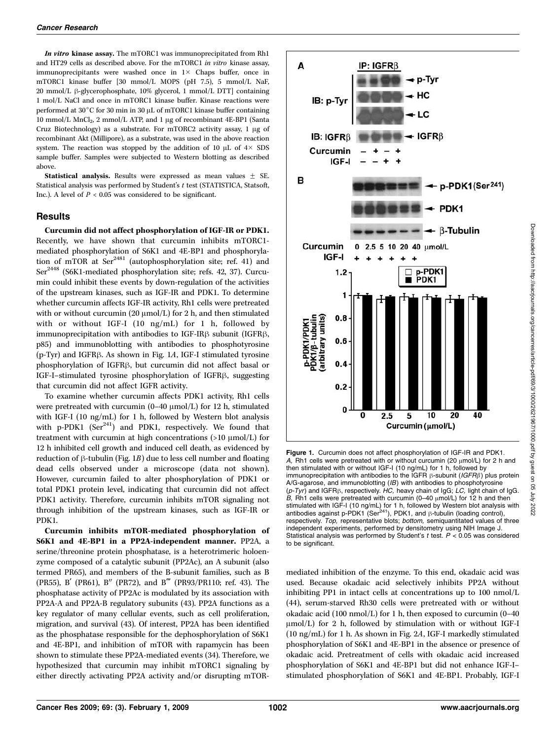***In vitro* kinase assay.** The mTORC1 was immunoprecipitated from Rh1 and HT29 cells as described above. For the mTORC1 *in vitro* kinase assay, immunoprecipitants were washed once in 1× Chaps buffer, once in mTORC1 kinase buffer [30 mmol/L MOPS (pH 7.5), 5 mmol/L NaF, 20 mmol/L β-glycerophosphate, 10% glycerol, 1 mmol/L DTT] containing 1 mol/L NaCl and once in mTORC1 kinase buffer. Kinase reactions were performed at 30°C for 30 min in 30 μL of mTORC1 kinase buffer containing 10 mmol/L $MnCl_2$, 2 mmol/L ATP, and 1 μg of recombinant 4E-BP1 (Santa Cruz Biotechnology) as a substrate. For mTORC2 activity assay, 1 μg of recombinant Akt (Millipore), as a substrate, was used in the above reaction system. The reaction was stopped by the addition of 10 μL of 4× SDS sample buffer. Samples were subjected to Western blotting as described above.

**Statistical analysis.** Results were expressed as mean values ± SE. Statistical analysis was performed by Student's *t* test (STATISTICA, Statsoft, Inc.). A level of $P < 0.05$ was considered to be significant.

## Results

**Curcumin did not affect phosphorylation of IGF-IR or PDK1.** Recently, we have shown that curcumin inhibits mTORC1-mediated phosphorylation of S6K1 and 4E-BP1 and phosphorylation of mTOR at $Ser^{2481}$ (autophosphorylation site; ref. 41) and $Ser^{2448}$ (S6K1-mediated phosphorylation site; refs. 42, 37). Curcumin could inhibit these events by down-regulation of the activities of the upstream kinases, such as IGF-IR and PDK1. To determine whether curcumin affects IGF-IR activity, Rh1 cells were pretreated with or without curcumin (20 μmol/L) for 2 h, and then stimulated with or without IGF-I (10 ng/mL) for 1 h, followed by immunoprecipitation with antibodies to IGF-IRβ subunit (IGFRβ, p85) and immunoblotting with antibodies to phosphotyrosine (p-Tyr) and IGFRβ. As shown in Fig. 1*A*, IGF-I stimulated tyrosine phosphorylation of IGFRβ, but curcumin did not affect basal or IGF-I–stimulated tyrosine phosphorylation of IGFRβ, suggesting that curcumin did not affect IGFR activity.

To examine whether curcumin affects PDK1 activity, Rh1 cells were pretreated with curcumin (0–40 μmol/L) for 12 h, stimulated with IGF-I (10 ng/mL) for 1 h, followed by Western blot analysis with p-PDK1 ($Ser^{241}$) and PDK1, respectively. We found that treatment with curcumin at high concentrations (>10 μmol/L) for 12 h inhibited cell growth and induced cell death, as evidenced by reduction of β-tubulin (Fig. 1*B*) due to less cell number and floating dead cells observed under a microscope (data not shown). However, curcumin failed to alter phosphorylation of PDK1 or total PDK1 protein level, indicating that curcumin did not affect PDK1 activity. Therefore, curcumin inhibits mTOR signaling not through inhibition of the upstream kinases, such as IGF-IR or PDK1.

**Curcumin inhibits mTOR-mediated phosphorylation of S6K1 and 4E-BP1 in a PP2A-independent manner.** PP2A, a serine/threonine protein phosphatase, is a heterotrimeric holoenzyme composed of a catalytic subunit (PP2Ac), an A subunit (also termed PR65), and members of the B-subunit families, such as B (PR55), B′ (PR61), B″ (PR72), and B‴ (PR93/PR110; ref. 43). The phosphatase activity of PP2Ac is modulated by its association with PP2A-A and PP2A-B regulatory subunits (43). PP2A functions as a key regulator of many cellular events, such as cell proliferation, migration, and survival (43). Of interest, PP2A has been identified as the phosphatase responsible for the dephosphorylation of S6K1 and 4E-BP1, and inhibition of mTOR with rapamycin has been shown to stimulate these PP2A-mediated events (34). Therefore, we hypothesized that curcumin may inhibit mTORC1 signaling by either directly activating PP2A activity and/or disrupting mTOR-mediated inhibition of the enzyme. To this end, okadaic acid was used. Because okadaic acid selectively inhibits PP2A without inhibiting PP1 in intact cells at concentrations up to 100 nmol/L (44), serum-starved Rh30 cells were pretreated with or without okadaic acid (100 nmol/L) for 1 h, then exposed to curcumin (0–40 μmol/L) for 2 h, followed by stimulation with or without IGF-I (10 ng/mL) for 1 h. As shown in Fig. 2*A*, IGF-I markedly stimulated phosphorylation of S6K1 and 4E-BP1 in the absence or presence of okadaic acid. Pretreatment of cells with okadaic acid increased phosphorylation of S6K1 and 4E-BP1 but did not enhance IGF-I–stimulated phosphorylation of S6K1 and 4E-BP1. Probably, IGF-I

**Figure 1.** Curcumin does not affect phosphorylation of IGF-IR and PDK1. *A,* Rh1 cells were pretreated with or without curcumin (20 μmol/L) for 2 h and then stimulated with or without IGF-I (10 ng/mL) for 1 h, followed by immunoprecipitation with antibodies to the IGFR β-subunit (*IGFRβ*) plus protein A/G-agarose, and immunoblotting (*IB*) with antibodies to phosphotyrosine (*p-Tyr*) and IGFRβ, respectively. *HC,* heavy chain of IgG; *LC,* light chain of IgG. *B,* Rh1 cells were pretreated with curcumin (0–40 μmol/L) for 12 h and then stimulated with IGF-I (10 ng/mL) for 1 h, followed by Western blot analysis with antibodies against p-PDK1 ($Ser^{241}$), PDK1, and β-tubulin (loading control), respectively. *Top,* representative blots; *bottom,* semiquantitated values of three independent experiments, performed by densitometry using NIH Image J. Statistical analysis was performed by Student's *t* test. $P < 0.05$ was considered to be significant.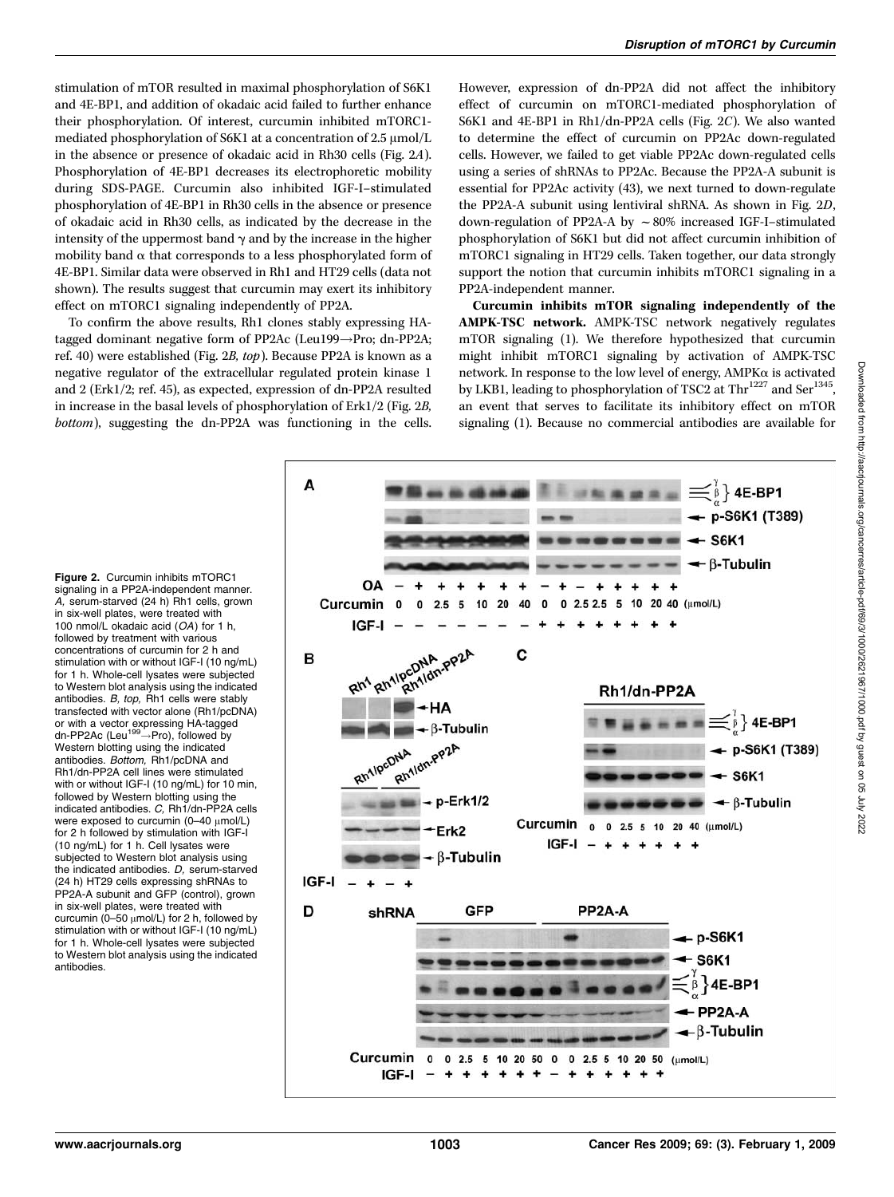stimulation of mTOR resulted in maximal phosphorylation of S6K1 and 4E-BP1, and addition of okadaic acid failed to further enhance their phosphorylation. Of interest, curcumin inhibited mTORC1-mediated phosphorylation of S6K1 at a concentration of 2.5 μmol/L in the absence or presence of okadaic acid in Rh30 cells (Fig. 2*A*). Phosphorylation of 4E-BP1 decreases its electrophoretic mobility during SDS-PAGE. Curcumin also inhibited IGF-I–stimulated phosphorylation of 4E-BP1 in Rh30 cells in the absence or presence of okadaic acid in Rh30 cells, as indicated by the decrease in the intensity of the uppermost band γ and by the increase in the higher mobility band α that corresponds to a less phosphorylated form of 4E-BP1. Similar data were observed in Rh1 and HT29 cells (data not shown). The results suggest that curcumin may exert its inhibitory effect on mTORC1 signaling independently of PP2A.

To confirm the above results, Rh1 clones stably expressing HA-tagged dominant negative form of PP2Ac (Leu199→Pro; dn-PP2A; ref. 40) were established (Fig. 2*B, top*). Because PP2A is known as a negative regulator of the extracellular regulated protein kinase 1 and 2 (Erk1/2; ref. 45), as expected, expression of dn-PP2A resulted in increase in the basal levels of phosphorylation of Erk1/2 (Fig. 2*B, bottom*), suggesting the dn-PP2A was functioning in the cells. However, expression of dn-PP2A did not affect the inhibitory effect of curcumin on mTORC1-mediated phosphorylation of S6K1 and 4E-BP1 in Rh1/dn-PP2A cells (Fig. 2*C*). We also wanted to determine the effect of curcumin on PP2Ac down-regulated cells. However, we failed to get viable PP2Ac down-regulated cells using a series of shRNAs to PP2Ac. Because the PP2A-A subunit is essential for PP2Ac activity (43), we next turned to down-regulate the PP2A-A subunit using lentiviral shRNA. As shown in Fig. 2*D*, down-regulation of PP2A-A by ∼80% increased IGF-I–stimulated phosphorylation of S6K1 but did not affect curcumin inhibition of mTORC1 signaling in HT29 cells. Taken together, our data strongly support the notion that curcumin inhibits mTORC1 signaling in a PP2A-independent manner.

**Curcumin inhibits mTOR signaling independently of the AMPK-TSC network.** AMPK-TSC network negatively regulates mTOR signaling (1). We therefore hypothesized that curcumin might inhibit mTORC1 signaling by activation of AMPK-TSC network. In response to the low level of energy, AMPKα is activated by LKB1, leading to phosphorylation of TSC2 at $Thr^{1227}$ and $Ser^{1345}$, an event that serves to facilitate its inhibitory effect on mTOR signaling (1). Because no commercial antibodies are available for

**Figure 2.** Curcumin inhibits mTORC1 signaling in a PP2A-independent manner. *A,* serum-starved (24 h) Rh1 cells, grown in six-well plates, were treated with 100 nmol/L okadaic acid (*OA*) for 1 h, followed by treatment with various concentrations of curcumin for 2 h and stimulation with or without IGF-I (10 ng/mL) for 1 h. Whole-cell lysates were subjected to Western blot analysis using the indicated antibodies. *B, top,* Rh1 cells were stably transfected with vector alone (Rh1/pcDNA) or with a vector expressing HA-tagged dn-PP2Ac ($Leu^{199}$→Pro), followed by Western blotting using the indicated antibodies. *Bottom,* Rh1/pcDNA and Rh1/dn-PP2A cell lines were stimulated with or without IGF-I (10 ng/mL) for 10 min, followed by Western blotting using the indicated antibodies. *C,* Rh1/dn-PP2A cells were exposed to curcumin (0–40 μmol/L) for 2 h followed by stimulation with IGF-I (10 ng/mL) for 1 h. Cell lysates were subjected to Western blot analysis using the indicated antibodies. *D,* serum-starved (24 h) HT29 cells expressing shRNAs to PP2A-A subunit and GFP (control), grown in six-well plates, were treated with curcumin (0–50 μmol/L) for 2 h, followed by stimulation with or without IGF-I (10 ng/mL) for 1 h. Whole-cell lysates were subjected to Western blot analysis using the indicated antibodies.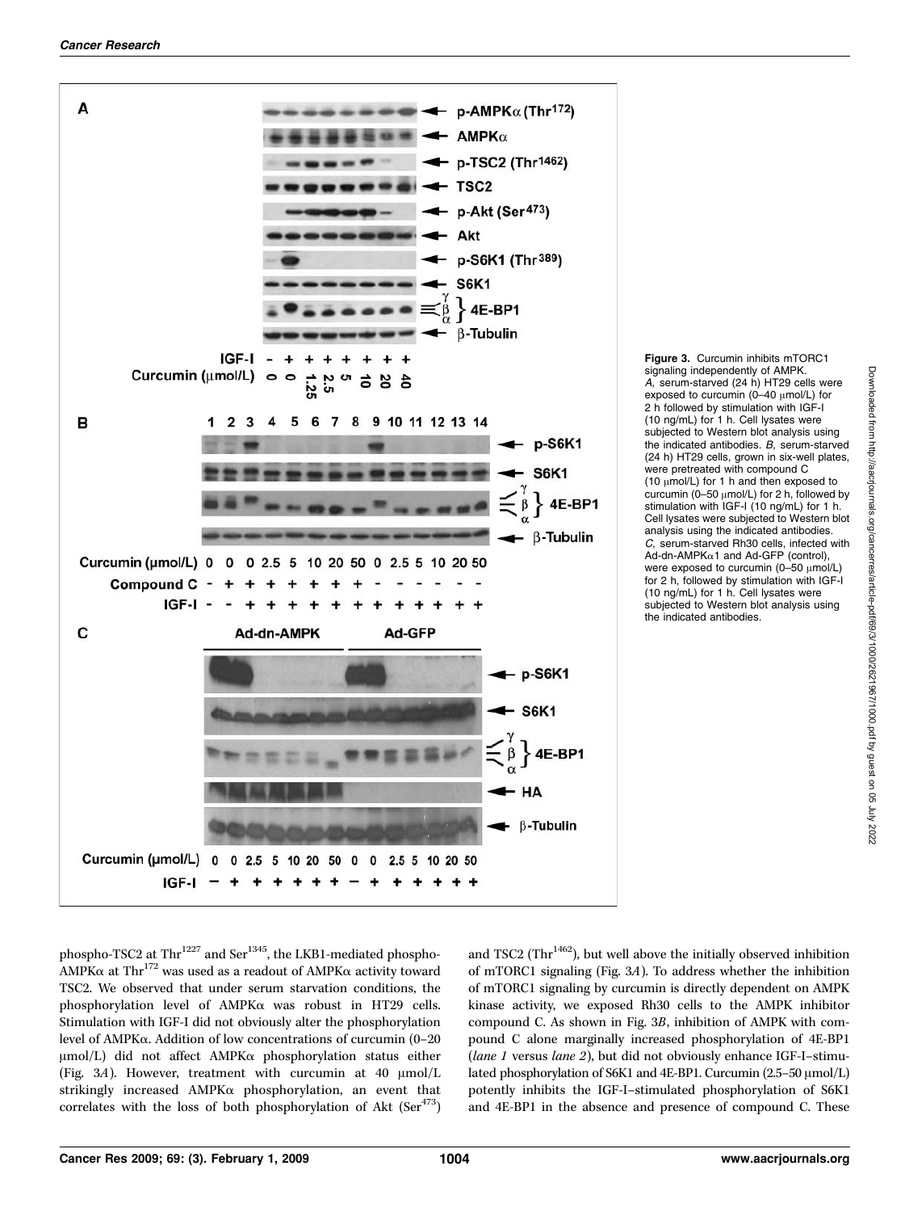Figure 3. Curcumin inhibits mTORC1 signaling independently of AMPK. *A,* serum-starved (24 h) HT29 cells were exposed to curcumin (0–40 μmol/L) for 2 h followed by stimulation with IGF-I (10 ng/mL) for 1 h. Cell lysates were subjected to Western blot analysis using the indicated antibodies. *B,* serum-starved (24 h) HT29 cells, grown in six-well plates, were pretreated with compound C (10 μmol/L) for 1 h and then exposed to curcumin (0–50 μmol/L) for 2 h, followed by stimulation with IGF-I (10 ng/mL) for 1 h. Cell lysates were subjected to Western blot analysis using the indicated antibodies. *C,* serum-starved Rh30 cells, infected with Ad-dn-AMPKα1 and Ad-GFP (control), were exposed to curcumin (0–50 μmol/L) for 2 h, followed by stimulation with IGF-I (10 ng/mL) for 1 h. Cell lysates were subjected to Western blot analysis using the indicated antibodies.

phospho-TSC2 at Thr[1227] and Ser[1345], the LKB1-mediated phospho-AMPKα at Thr[172] was used as a readout of AMPKα activity toward TSC2. We observed that under serum starvation conditions, the phosphorylation level of AMPKα was robust in HT29 cells. Stimulation with IGF-I did not obviously alter the phosphorylation level of AMPKα. Addition of low concentrations of curcumin (0–20 μmol/L) did not affect AMPKα phosphorylation status either (Fig. 3*A*). However, treatment with curcumin at 40 μmol/L strikingly increased AMPKα phosphorylation, an event that correlates with the loss of both phosphorylation of Akt (Ser[473]) and TSC2 (Thr[1462]), but well above the initially observed inhibition of mTORC1 signaling (Fig. 3*A*). To address whether the inhibition of mTORC1 signaling by curcumin is directly dependent on AMPK kinase activity, we exposed Rh30 cells to the AMPK inhibitor compound C. As shown in Fig. 3*B*, inhibition of AMPK with compound C alone marginally increased phosphorylation of 4E-BP1 (*lane 1* versus *lane 2*), but did not obviously enhance IGF-I–stimulated phosphorylation of S6K1 and 4E-BP1. Curcumin (2.5–50 μmol/L) potently inhibits the IGF-I–stimulated phosphorylation of S6K1 and 4E-BP1 in the absence and presence of compound C. These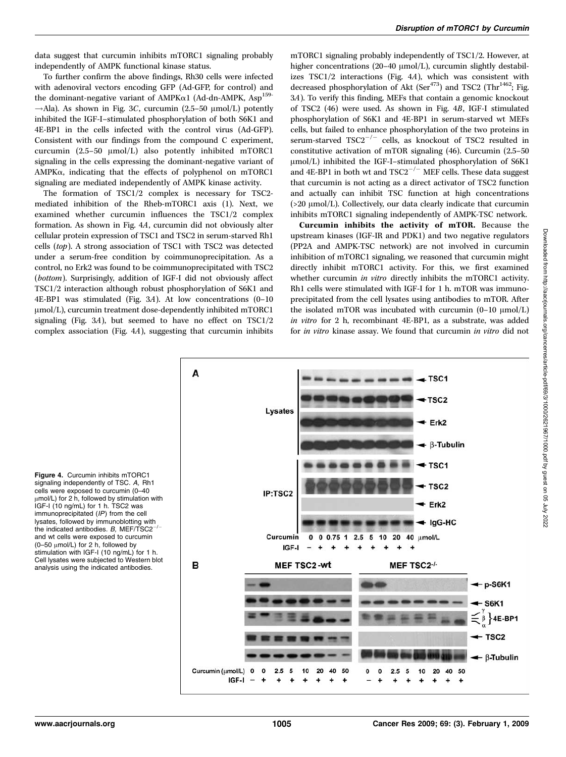data suggest that curcumin inhibits mTORC1 signaling probably independently of AMPK functional kinase status.

To further confirm the above findings, Rh30 cells were infected with adenoviral vectors encoding GFP (Ad-GFP, for control) and the dominant-negative variant of AMPKα1 (Ad-dn-AMPK, Asp[159]→Ala). As shown in Fig. 3C, curcumin (2.5–50 μmol/L) potently inhibited the IGF-I–stimulated phosphorylation of both S6K1 and 4E-BP1 in the cells infected with the control virus (Ad-GFP). Consistent with our findings from the compound C experiment, curcumin (2.5–50 μmol/L) also potently inhibited mTORC1 signaling in the cells expressing the dominant-negative variant of AMPKα, indicating that the effects of polyphenol on mTORC1 signaling are mediated independently of AMPK kinase activity.

The formation of TSC1/2 complex is necessary for TSC2-mediated inhibition of the Rheb-mTORC1 axis (1). Next, we examined whether curcumin influences the TSC1/2 complex formation. As shown in Fig. 4A, curcumin did not obviously alter cellular protein expression of TSC1 and TSC2 in serum-starved Rh1 cells (*top*). A strong association of TSC1 with TSC2 was detected under a serum-free condition by coimmunoprecipitation. As a control, no Erk2 was found to be coimmunoprecipitated with TSC2 (*bottom*). Surprisingly, addition of IGF-I did not obviously affect TSC1/2 interaction although robust phosphorylation of S6K1 and 4E-BP1 was stimulated (Fig. 3A). At low concentrations (0–10 μmol/L), curcumin treatment dose-dependently inhibited mTORC1 signaling (Fig. 3A), but seemed to have no effect on TSC1/2 complex association (Fig. 4A), suggesting that curcumin inhibits mTORC1 signaling probably independently of TSC1/2. However, at higher concentrations (20–40 μmol/L), curcumin slightly destabilizes TSC1/2 interactions (Fig. 4A), which was consistent with decreased phosphorylation of Akt (Ser[473]) and TSC2 (Thr[1462]; Fig. 3A). To verify this finding, MEFs that contain a genomic knockout of TSC2 (46) were used. As shown in Fig. 4B, IGF-I stimulated phosphorylation of S6K1 and 4E-BP1 in serum-starved wt MEFs cells, but failed to enhance phosphorylation of the two proteins in serum-starved $TSC2^{-/-}$ cells, as knockout of TSC2 resulted in constitutive activation of mTOR signaling (46). Curcumin (2.5–50 μmol/L) inhibited the IGF-I–stimulated phosphorylation of S6K1 and 4E-BP1 in both wt and $TSC2^{-/-}$ MEF cells. These data suggest that curcumin is not acting as a direct activator of TSC2 function and actually can inhibit TSC function at high concentrations (>20 μmol/L). Collectively, our data clearly indicate that curcumin inhibits mTORC1 signaling independently of AMPK-TSC network.

**Curcumin inhibits the activity of mTOR.** Because the upstream kinases (IGF-IR and PDK1) and two negative regulators (PP2A and AMPK-TSC network) are not involved in curcumin inhibition of mTORC1 signaling, we reasoned that curcumin might directly inhibit mTORC1 activity. For this, we first examined whether curcumin *in vitro* directly inhibits the mTORC1 activity. Rh1 cells were stimulated with IGF-I for 1 h. mTOR was immunoprecipitated from the cell lysates using antibodies to mTOR. After the isolated mTOR was incubated with curcumin (0–10 μmol/L) *in vitro* for 2 h, recombinant 4E-BP1, as a substrate, was added for *in vitro* kinase assay. We found that curcumin *in vitro* did not

**Figure 4.** Curcumin inhibits mTORC1 signaling independently of TSC. *A,* Rh1 cells were exposed to curcumin (0–40 μmol/L) for 2 h, followed by stimulation with IGF-I (10 ng/mL) for 1 h. TSC2 was immunoprecipitated (*IP*) from the cell lysates, followed by immunoblotting with the indicated antibodies. *B,* MEF/$TSC2^{-/-}$ and wt cells were exposed to curcumin (0–50 μmol/L) for 2 h, followed by stimulation with IGF-I (10 ng/mL) for 1 h. Cell lysates were subjected to Western blot analysis using the indicated antibodies.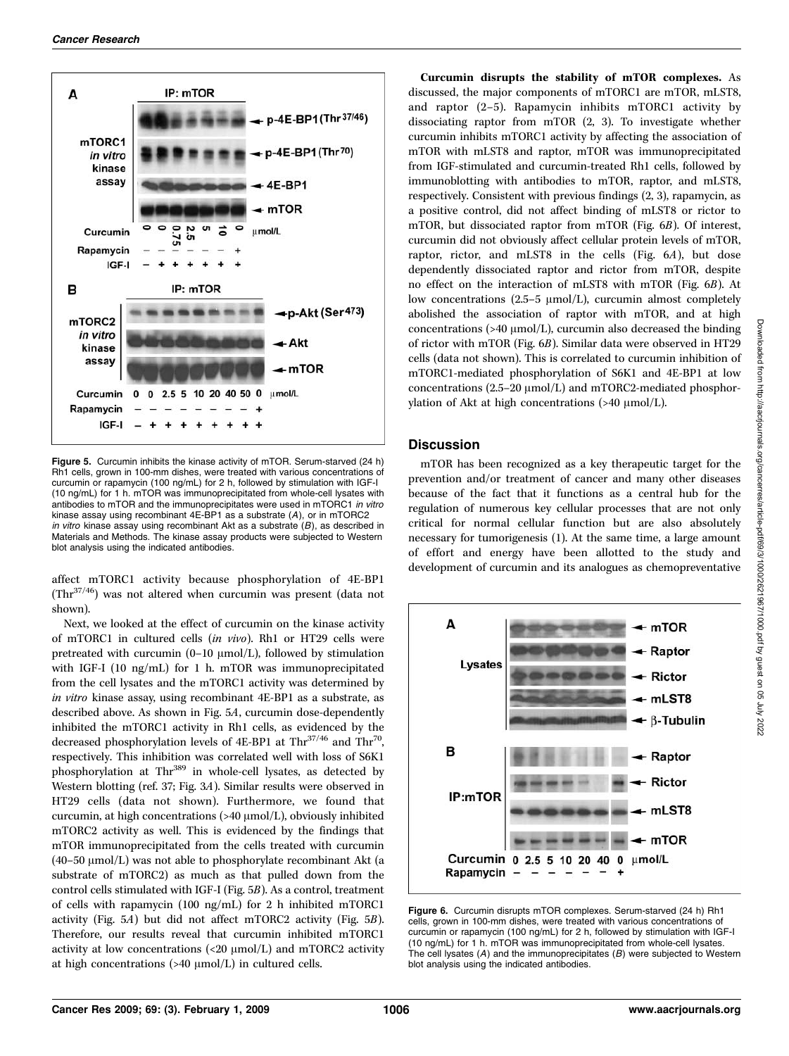Figure 5. Curcumin inhibits the kinase activity of mTOR. Serum-starved (24 h) Rh1 cells, grown in 100-mm dishes, were treated with various concentrations of curcumin or rapamycin (100 ng/mL) for 2 h, followed by stimulation with IGF-I (10 ng/mL) for 1 h. mTOR was immunoprecipitated from whole-cell lysates with antibodies to mTOR and the immunoprecipitates were used in mTORC1 *in vitro* kinase assay using recombinant 4E-BP1 as a substrate (*A*), or in mTORC2 *in vitro* kinase assay using recombinant Akt as a substrate (*B*), as described in Materials and Methods. The kinase assay products were subjected to Western blot analysis using the indicated antibodies.

affect mTORC1 activity because phosphorylation of 4E-BP1 ($Thr^{37/46}$) was not altered when curcumin was present (data not shown).

Next, we looked at the effect of curcumin on the kinase activity of mTORC1 in cultured cells (*in vivo*). Rh1 or HT29 cells were pretreated with curcumin (0–10 μmol/L), followed by stimulation with IGF-I (10 ng/mL) for 1 h. mTOR was immunoprecipitated from the cell lysates and the mTORC1 activity was determined by *in vitro* kinase assay, using recombinant 4E-BP1 as a substrate, as described above. As shown in Fig. 5*A*, curcumin dose-dependently inhibited the mTORC1 activity in Rh1 cells, as evidenced by the decreased phosphorylation levels of 4E-BP1 at $Thr^{37/46}$ and $Thr^{70}$, respectively. This inhibition was correlated well with loss of S6K1 phosphorylation at $Thr^{389}$ in whole-cell lysates, as detected by Western blotting (ref. 37; Fig. 3*A*). Similar results were observed in HT29 cells (data not shown). Furthermore, we found that curcumin, at high concentrations (>40 μmol/L), obviously inhibited mTORC2 activity as well. This is evidenced by the findings that mTOR immunoprecipitated from the cells treated with curcumin (40–50 μmol/L) was not able to phosphorylate recombinant Akt (a substrate of mTORC2) as much as that pulled down from the control cells stimulated with IGF-I (Fig. 5*B*). As a control, treatment of cells with rapamycin (100 ng/mL) for 2 h inhibited mTORC1 activity (Fig. 5*A*) but did not affect mTORC2 activity (Fig. 5*B*). Therefore, our results reveal that curcumin inhibited mTORC1 activity at low concentrations (<20 μmol/L) and mTORC2 activity at high concentrations (>40 μmol/L) in cultured cells.

**Curcumin disrupts the stability of mTOR complexes.** As discussed, the major components of mTORC1 are mTOR, mLST8, and raptor (2–5). Rapamycin inhibits mTORC1 activity by dissociating raptor from mTOR (2, 3). To investigate whether curcumin inhibits mTORC1 activity by affecting the association of mTOR with mLST8 and raptor, mTOR was immunoprecipitated from IGF-stimulated and curcumin-treated Rh1 cells, followed by immunoblotting with antibodies to mTOR, raptor, and mLST8, respectively. Consistent with previous findings (2, 3), rapamycin, as a positive control, did not affect binding of mLST8 or rictor to mTOR, but dissociated raptor from mTOR (Fig. 6*B*). Of interest, curcumin did not obviously affect cellular protein levels of mTOR, raptor, rictor, and mLST8 in the cells (Fig. 6*A*), but dose dependently dissociated raptor and rictor from mTOR, despite no effect on the interaction of mLST8 with mTOR (Fig. 6*B*). At low concentrations (2.5–5 μmol/L), curcumin almost completely abolished the association of raptor with mTOR, and at high concentrations (>40 μmol/L), curcumin also decreased the binding of rictor with mTOR (Fig. 6*B*). Similar data were observed in HT29 cells (data not shown). This is correlated to curcumin inhibition of mTORC1-mediated phosphorylation of S6K1 and 4E-BP1 at low concentrations (2.5–20 μmol/L) and mTORC2-mediated phosphorylation of Akt at high concentrations (>40 μmol/L).

## Discussion

mTOR has been recognized as a key therapeutic target for the prevention and/or treatment of cancer and many other diseases because of the fact that it functions as a central hub for the regulation of numerous key cellular processes that are not only critical for normal cellular function but are also absolutely necessary for tumorigenesis (1). At the same time, a large amount of effort and energy have been allotted to the study and development of curcumin and its analogues as chemopreventative

Figure 6. Curcumin disrupts mTOR complexes. Serum-starved (24 h) Rh1 cells, grown in 100-mm dishes, were treated with various concentrations of curcumin or rapamycin (100 ng/mL) for 2 h, followed by stimulation with IGF-I (10 ng/mL) for 1 h. mTOR was immunoprecipitated from whole-cell lysates. The cell lysates (*A*) and the immunoprecipitates (*B*) were subjected to Western blot analysis using the indicated antibodies.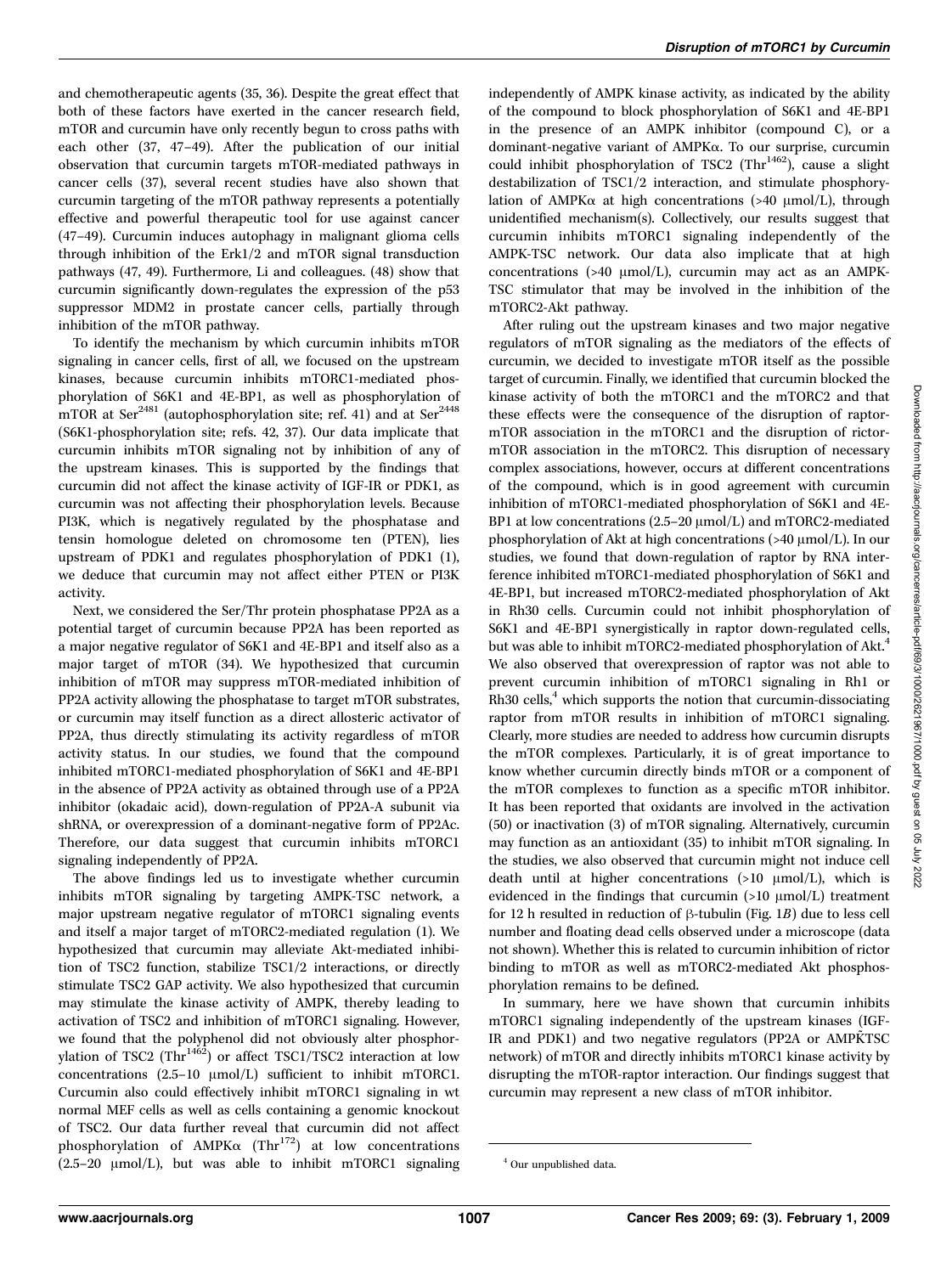and chemotherapeutic agents (35, 36). Despite the great effect that both of these factors have exerted in the cancer research field, mTOR and curcumin have only recently begun to cross paths with each other (37, 47–49). After the publication of our initial observation that curcumin targets mTOR-mediated pathways in cancer cells (37), several recent studies have also shown that curcumin targeting of the mTOR pathway represents a potentially effective and powerful therapeutic tool for use against cancer (47–49). Curcumin induces autophagy in malignant glioma cells through inhibition of the Erk1/2 and mTOR signal transduction pathways (47, 49). Furthermore, Li and colleagues. (48) show that curcumin significantly down-regulates the expression of the p53 suppressor MDM2 in prostate cancer cells, partially through inhibition of the mTOR pathway.

To identify the mechanism by which curcumin inhibits mTOR signaling in cancer cells, first of all, we focused on the upstream kinases, because curcumin inhibits mTORC1-mediated phosphorylation of S6K1 and 4E-BP1, as well as phosphorylation of mTOR at $Ser^{2481}$ (autophosphorylation site; ref. 41) and at $Ser^{2448}$ (S6K1-phosphorylation site; refs. 42, 37). Our data implicate that curcumin inhibits mTOR signaling not by inhibition of any of the upstream kinases. This is supported by the findings that curcumin did not affect the kinase activity of IGF-IR or PDK1, as curcumin was not affecting their phosphorylation levels. Because PI3K, which is negatively regulated by the phosphatase and tensin homologue deleted on chromosome ten (PTEN), lies upstream of PDK1 and regulates phosphorylation of PDK1 (1), we deduce that curcumin may not affect either PTEN or PI3K activity.

Next, we considered the Ser/Thr protein phosphatase PP2A as a potential target of curcumin because PP2A has been reported as a major negative regulator of S6K1 and 4E-BP1 and itself also as a major target of mTOR (34). We hypothesized that curcumin inhibition of mTOR may suppress mTOR-mediated inhibition of PP2A activity allowing the phosphatase to target mTOR substrates, or curcumin may itself function as a direct allosteric activator of PP2A, thus directly stimulating its activity regardless of mTOR activity status. In our studies, we found that the compound inhibited mTORC1-mediated phosphorylation of S6K1 and 4E-BP1 in the absence of PP2A activity as obtained through use of a PP2A inhibitor (okadaic acid), down-regulation of PP2A-A subunit via shRNA, or overexpression of a dominant-negative form of PP2Ac. Therefore, our data suggest that curcumin inhibits mTORC1 signaling independently of PP2A.

The above findings led us to investigate whether curcumin inhibits mTOR signaling by targeting AMPK-TSC network, a major upstream negative regulator of mTORC1 signaling events and itself a major target of mTORC2-mediated regulation (1). We hypothesized that curcumin may alleviate Akt-mediated inhibition of TSC2 function, stabilize TSC1/2 interactions, or directly stimulate TSC2 GAP activity. We also hypothesized that curcumin may stimulate the kinase activity of AMPK, thereby leading to activation of TSC2 and inhibition of mTORC1 signaling. However, we found that the polyphenol did not obviously alter phosphorylation of TSC2 ($Thr^{1462}$) or affect TSC1/TSC2 interaction at low concentrations (2.5–10 μmol/L) sufficient to inhibit mTORC1. Curcumin also could effectively inhibit mTORC1 signaling in wt normal MEF cells as well as cells containing a genomic knockout of TSC2. Our data further reveal that curcumin did not affect phosphorylation of AMPKα ($Thr^{172}$) at low concentrations (2.5–20 μmol/L), but was able to inhibit mTORC1 signaling independently of AMPK kinase activity, as indicated by the ability of the compound to block phosphorylation of S6K1 and 4E-BP1 in the presence of an AMPK inhibitor (compound C), or a dominant-negative variant of AMPKα. To our surprise, curcumin could inhibit phosphorylation of TSC2 ($Thr^{1462}$), cause a slight destabilization of TSC1/2 interaction, and stimulate phosphorylation of AMPKα at high concentrations (>40 μmol/L), through unidentified mechanism(s). Collectively, our results suggest that curcumin inhibits mTORC1 signaling independently of the AMPK-TSC network. Our data also implicate that at high concentrations (>40 μmol/L), curcumin may act as an AMPK-TSC stimulator that may be involved in the inhibition of the mTORC2-Akt pathway.

After ruling out the upstream kinases and two major negative regulators of mTOR signaling as the mediators of the effects of curcumin, we decided to investigate mTOR itself as the possible target of curcumin. Finally, we identified that curcumin blocked the kinase activity of both the mTORC1 and the mTORC2 and that these effects were the consequence of the disruption of raptor-mTOR association in the mTORC1 and the disruption of rictor-mTOR association in the mTORC2. This disruption of necessary complex associations, however, occurs at different concentrations of the compound, which is in good agreement with curcumin inhibition of mTORC1-mediated phosphorylation of S6K1 and 4E-BP1 at low concentrations (2.5–20 μmol/L) and mTORC2-mediated phosphorylation of Akt at high concentrations (>40 μmol/L). In our studies, we found that down-regulation of raptor by RNA interference inhibited mTORC1-mediated phosphorylation of S6K1 and 4E-BP1, but increased mTORC2-mediated phosphorylation of Akt in Rh30 cells. Curcumin could not inhibit phosphorylation of S6K1 and 4E-BP1 synergistically in raptor down-regulated cells, but was able to inhibit mTORC2-mediated phosphorylation of Akt.[4] We also observed that overexpression of raptor was not able to prevent curcumin inhibition of mTORC1 signaling in Rh1 or Rh30 cells,[4] which supports the notion that curcumin-dissociating raptor from mTOR results in inhibition of mTORC1 signaling. Clearly, more studies are needed to address how curcumin disrupts the mTOR complexes. Particularly, it is of great importance to know whether curcumin directly binds mTOR or a component of the mTOR complexes to function as a specific mTOR inhibitor. It has been reported that oxidants are involved in the activation (50) or inactivation (3) of mTOR signaling. Alternatively, curcumin may function as an antioxidant (35) to inhibit mTOR signaling. In the studies, we also observed that curcumin might not induce cell death until at higher concentrations (>10 μmol/L), which is evidenced in the findings that curcumin (>10 μmol/L) treatment for 12 h resulted in reduction of β-tubulin (Fig. 1*B*) due to less cell number and floating dead cells observed under a microscope (data not shown). Whether this is related to curcumin inhibition of rictor binding to mTOR as well as mTORC2-mediated Akt phosphosphorylation remains to be defined.

In summary, here we have shown that curcumin inhibits mTORC1 signaling independently of the upstream kinases (IGF-IR and PDK1) and two negative regulators (PP2A or AMPK̃TSC network) of mTOR and directly inhibits mTORC1 kinase activity by disrupting the mTOR-raptor interaction. Our findings suggest that curcumin may represent a new class of mTOR inhibitor.

[4] Our unpublished data.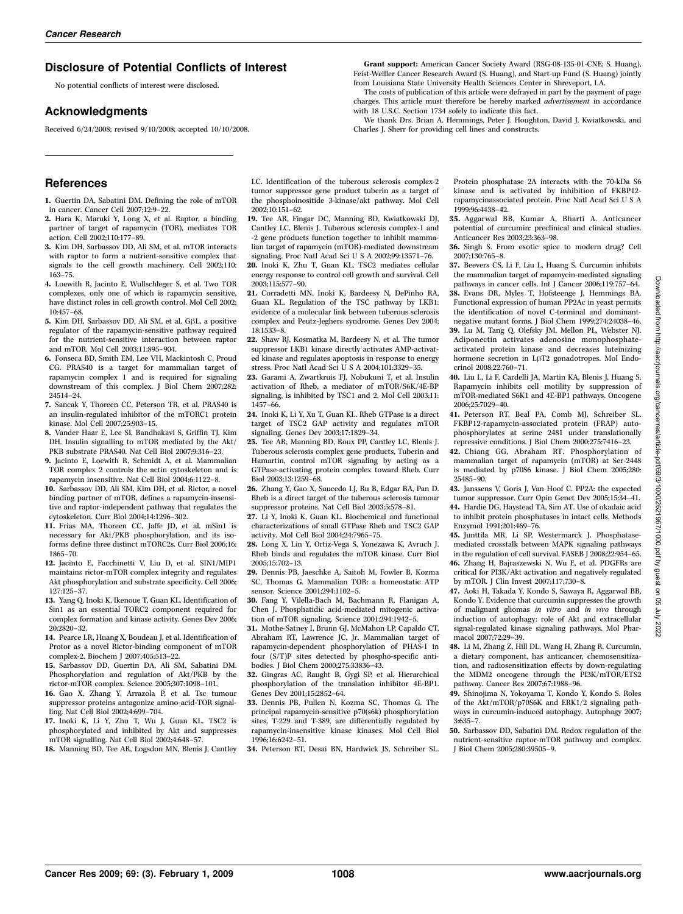## Disclosure of Potential Conflicts of Interest

No potential conflicts of interest were disclosed.

## Acknowledgments

Received 6/24/2008; revised 9/10/2008; accepted 10/10/2008.

**Grant support:** American Cancer Society Award (RSG-08-135-01-CNE; S. Huang), Feist-Weiller Cancer Research Award (S. Huang), and Start-up Fund (S. Huang) jointly from Louisiana State University Health Sciences Center in Shreveport, LA.

The costs of publication of this article were defrayed in part by the payment of page charges. This article must therefore be hereby marked *advertisement* in accordance with 18 U.S.C. Section 1734 solely to indicate this fact.

We thank Drs. Brian A. Hemmings, Peter J. Houghton, David J. Kwiatkowski, and Charles J. Sherr for providing cell lines and constructs.

## References

1. Guertin DA, Sabatini DM. Defining the role of mTOR in cancer. Cancer Cell 2007;12:9–22.
2. Hara K, Maruki Y, Long X, et al. Raptor, a binding partner of target of rapamycin (TOR), mediates TOR action. Cell 2002;110:177–89.
3. Kim DH, Sarbassov DD, Ali SM, et al. mTOR interacts with raptor to form a nutrient-sensitive complex that signals to the cell growth machinery. Cell 2002;110:163–75.
4. Loewith R, Jacinto E, Wullschleger S, et al. Two TOR complexes, only one of which is rapamycin sensitive, have distinct roles in cell growth control. Mol Cell 2002;10:457–68.
5. Kim DH, Sarbassov DD, Ali SM, et al. GβL, a positive regulator of the rapamycin-sensitive pathway required for the nutrient-sensitive interaction between raptor and mTOR. Mol Cell 2003;11:895–904.
6. Fonseca BD, Smith EM, Lee VH, Mackintosh C, Proud CG. PRAS40 is a target for mammalian target of rapamycin complex 1 and is required for signaling downstream of this complex. J Biol Chem 2007;282:24514–24.
7. Sancak Y, Thoreen CC, Peterson TR, et al. PRAS40 is an insulin-regulated inhibitor of the mTORC1 protein kinase. Mol Cell 2007;25:903–15.
8. Vander Haar E, Lee SI, Bandhakavi S, Griffin TJ, Kim DH. Insulin signalling to mTOR mediated by the Akt/PKB substrate PRAS40. Nat Cell Biol 2007;9:316–23.
9. Jacinto E, Loewith R, Schmidt A, et al. Mammalian TOR complex 2 controls the actin cytoskeleton and is rapamycin insensitive. Nat Cell Biol 2004;6:1122–8.
10. Sarbassov DD, Ali SM, Kim DH, et al. Rictor, a novel binding partner of mTOR, defines a rapamycin-insensitive and raptor-independent pathway that regulates the cytoskeleton. Curr Biol 2004;14:1296–302.
11. Frias MA, Thoreen CC, Jaffe JD, et al. mSin1 is necessary for Akt/PKB phosphorylation, and its isoforms define three distinct mTORC2s. Curr Biol 2006;16:1865–70.
12. Jacinto E, Facchinetti V, Liu D, et al. SIN1/MIP1 maintains rictor-mTOR complex integrity and regulates Akt phosphorylation and substrate specificity. Cell 2006;127:125–37.
13. Yang Q, Inoki K, Ikenoue T, Guan KL. Identification of Sin1 as an essential TORC2 component required for complex formation and kinase activity. Genes Dev 2006;20:2820–32.
14. Pearce LR, Huang X, Boudeau J, et al. Identification of Protor as a novel Rictor-binding component of mTOR complex-2. Biochem J 2007;405:513–22.
15. Sarbassov DD, Guertin DA, Ali SM, Sabatini DM. Phosphorylation and regulation of Akt/PKB by the rictor-mTOR complex. Science 2005;307:1098–101.
16. Gao X, Zhang Y, Arrazola P, et al. Tsc tumour suppressor proteins antagonize amino-acid-TOR signalling. Nat Cell Biol 2002;4:699–704.
17. Inoki K, Li Y, Zhu T, Wu J, Guan KL. TSC2 is phosphorylated and inhibited by Akt and suppresses mTOR signalling. Nat Cell Biol 2002;4:648–57.
18. Manning BD, Tee AR, Logsdon MN, Blenis J, Cantley LC. Identification of the tuberous sclerosis complex-2 tumor suppressor gene product tuberin as a target of the phosphoinositide 3-kinase/akt pathway. Mol Cell 2002;10:151–62.
19. Tee AR, Fingar DC, Manning BD, Kwiatkowski DJ, Cantley LC, Blenis J. Tuberous sclerosis complex-1 and -2 gene products function together to inhibit mammalian target of rapamycin (mTOR)-mediated downstream signaling. Proc Natl Acad Sci U S A 2002;99:13571–76.
20. Inoki K, Zhu T, Guan KL. TSC2 mediates cellular energy response to control cell growth and survival. Cell 2003;115:577–90.
21. Corradetti MN, Inoki K, Bardeesy N, DePinho RA, Guan KL. Regulation of the TSC pathway by LKB1: evidence of a molecular link between tuberous sclerosis complex and Peutz-Jeghers syndrome. Genes Dev 2004;18:1533–8.
22. Shaw RJ, Kosmatka M, Bardeesy N, et al. The tumor suppressor LKB1 kinase directly activates AMP-activated kinase and regulates apoptosis in response to energy stress. Proc Natl Acad Sci U S A 2004;101:3329–35.
23. Garami A, Zwartkruis FJ, Nobukuni T, et al. Insulin activation of Rheb, a mediator of mTOR/S6K/4E-BP signaling, is inhibited by TSC1 and 2. Mol Cell 2003;11:1457–66.
24. Inoki K, Li Y, Xu T, Guan KL. Rheb GTPase is a direct target of TSC2 GAP activity and regulates mTOR signaling. Genes Dev 2003;17:1829–34.
25. Tee AR, Manning BD, Roux PP, Cantley LC, Blenis J. Tuberous sclerosis complex gene products, Tuberin and Hamartin, control mTOR signaling by acting as a GTPase-activating protein complex toward Rheb. Curr Biol 2003;13:1259–68.
26. Zhang Y, Gao X, Saucedo LJ, Ru B, Edgar BA, Pan D. Rheb is a direct target of the tuberous sclerosis tumour suppressor proteins. Nat Cell Biol 2003;5:578–81.
27. Li Y, Inoki K, Guan KL. Biochemical and functional characterizations of small GTPase Rheb and TSC2 GAP activity. Mol Cell Biol 2004;24:7965–75.
28. Long X, Lin Y, Ortiz-Vega S, Yonezawa K, Avruch J. Rheb binds and regulates the mTOR kinase. Curr Biol 2005;15:702–13.
29. Dennis PB, Jaeschke A, Saitoh M, Fowler B, Kozma SC, Thomas G. Mammalian TOR: a homeostatic ATP sensor. Science 2001;294:1102–5.
30. Fang Y, Vilella-Bach M, Bachmann R, Flanigan A, Chen J. Phosphatidic acid-mediated mitogenic activation of mTOR signaling. Science 2001;294:1942–5.
31. Mothe-Satney I, Brunn GJ, McMahon LP, Capaldo CT, Abraham RT, Lawrence JC, Jr. Mammalian target of rapamycin-dependent phosphorylation of PHAS-I in four (S/T)P sites detected by phospho-specific antibodies. J Biol Chem 2000;275:33836–43.
32. Gingras AC, Raught B, Gygi SP, et al. Hierarchical phosphorylation of the translation inhibitor 4E-BP1. Genes Dev 2001;15:2852–64.
33. Dennis PB, Pullen N, Kozma SC, Thomas G. The principal rapamycin-sensitive p70(s6k) phosphorylation sites, T-229 and T-389, are differentially regulated by rapamycin-insensitive kinase kinases. Mol Cell Biol 1996;16:6242–51.
34. Peterson RT, Desai BN, Hardwick JS, Schreiber SL. Protein phosphatase 2A interacts with the 70-kDa S6 kinase and is activated by inhibition of FKBP12-rapamycinassociated protein. Proc Natl Acad Sci U S A 1999;96:4438–42.
35. Aggarwal BB, Kumar A, Bharti A. Anticancer potential of curcumin: preclinical and clinical studies. Anticancer Res 2003;23:363–98.
36. Singh S. From exotic spice to modern drug? Cell 2007;130:765–8.
37. Beevers CS, Li F, Liu L, Huang S. Curcumin inhibits the mammalian target of rapamycin-mediated signaling pathways in cancer cells. Int J Cancer 2006;119:757–64.
38. Evans DR, Myles T, Hofsteenge J, Hemmings BA. Functional expression of human PP2Ac in yeast permits the identification of novel C-terminal and dominant-negative mutant forms. J Biol Chem 1999;274:24038–46.
39. Lu M, Tang Q, Olefsky JM, Mellon PL, Webster NJ. Adiponectin activates adenosine monophosphate-activated protein kinase and decreases luteinizing hormone secretion in LβT2 gonadotropes. Mol Endocrinol 2008;22:760–71.
40. Liu L, Li F, Cardelli JA, Martin KA, Blenis J, Huang S. Rapamycin inhibits cell motility by suppression of mTOR-mediated S6K1 and 4E-BP1 pathways. Oncogene 2006;25:7029–40.
41. Peterson RT, Beal PA, Comb MJ, Schreiber SL. FKBP12-rapamycin-associated protein (FRAP) autophosphorylates at serine 2481 under translationally repressive conditions. J Biol Chem 2000;275:7416–23.
42. Chiang GG, Abraham RT. Phosphorylation of mammalian target of rapamycin (mTOR) at Ser-2448 is mediated by p70S6 kinase. J Biol Chem 2005;280:25485–90.
43. Janssens V, Goris J, Van Hoof C. PP2A: the expected tumor suppressor. Curr Opin Genet Dev 2005;15:34–41.
44. Hardie DG, Haystead TA, Sim AT. Use of okadaic acid to inhibit protein phosphatases in intact cells. Methods Enzymol 1991;201:469–76.
45. Junttila MR, Li SP, Westermarck J. Phosphatase-mediated crosstalk between MAPK signaling pathways in the regulation of cell survival. FASEB J 2008;22:954–65.
46. Zhang H, Bajraszewski N, Wu E, et al. PDGFRs are critical for PI3K/Akt activation and negatively regulated by mTOR. J Clin Invest 2007;117:730–8.
47. Aoki H, Takada Y, Kondo S, Sawaya R, Aggarwal BB, Kondo Y. Evidence that curcumin suppresses the growth of malignant gliomas *in vitro* and *in vivo* through induction of autophagy: role of Akt and extracellular signal-regulated kinase signaling pathways. Mol Pharmacol 2007;72:29–39.
48. Li M, Zhang Z, Hill DL, Wang H, Zhang R. Curcumin, a dietary component, has anticancer, chemosensitization, and radiosensitization effects by down-regulating the MDM2 oncogene through the PI3K/mTOR/ETS2 pathway. Cancer Res 2007;67:1988–96.
49. Shinojima N, Yokoyama T, Kondo Y, Kondo S. Roles of the Akt/mTOR/p70S6K and ERK1/2 signaling pathways in curcumin-induced autophagy. Autophagy 2007;3:635–7.
50. Sarbassov DD, Sabatini DM. Redox regulation of the nutrient-sensitive raptor-mTOR pathway and complex. J Biol Chem 2005;280:39505–9.